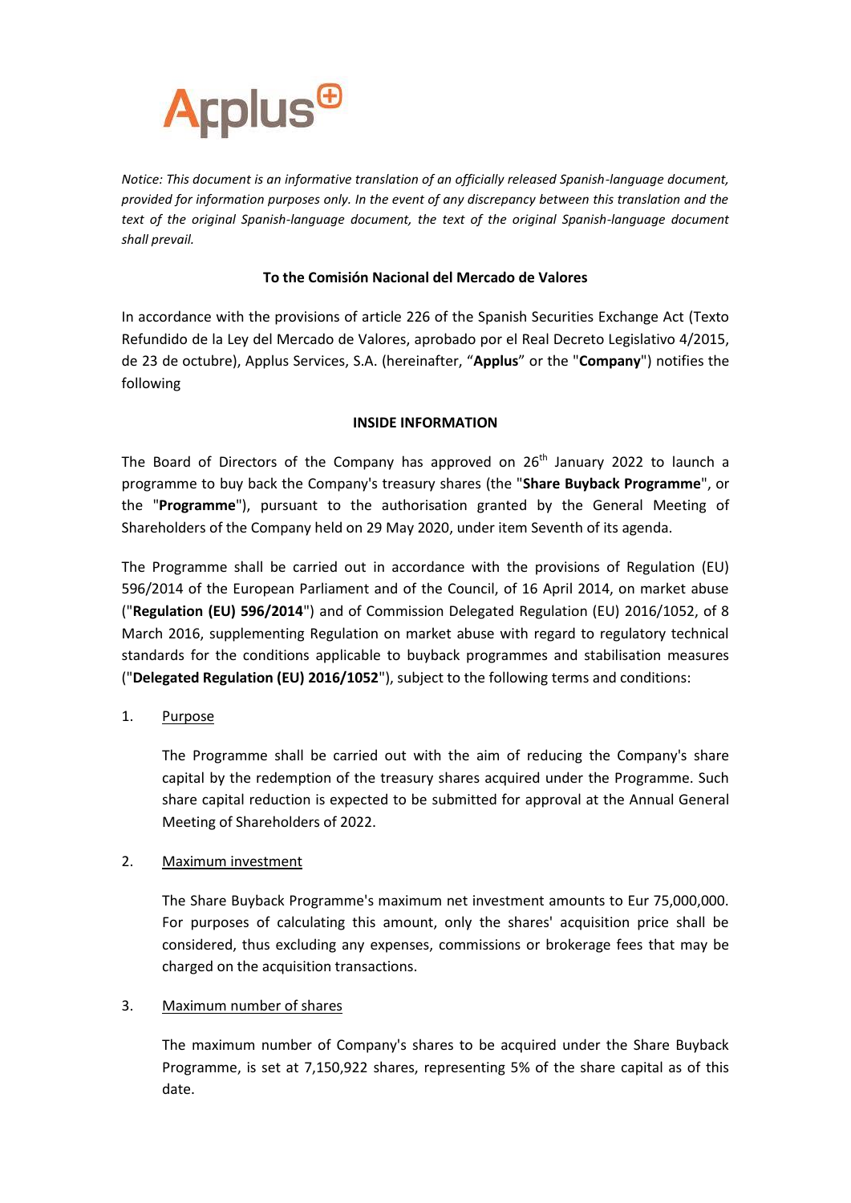Applus

*Notice: This document is an informative translation of an officially released Spanish-language document, provided for information purposes only. In the event of any discrepancy between this translation and the text of the original Spanish-language document, the text of the original Spanish-language document shall prevail.*

**To the Comisión Nacional del Mercado de Valores**

In accordance with the provisions of article 226 of the Spanish Securities Exchange Act (Texto Refundido de la Ley del Mercado de Valores, aprobado por el Real Decreto Legislativo 4/2015, de 23 de octubre), Applus Services, S.A. (hereinafter, "**Applus**" or the "**Company**") notifies the following

**INSIDE INFORMATION**

The Board of Directors of the Company has approved on 26th January 2022 to launch a programme to buy back the Company's treasury shares (the "**Share Buyback Programme**", or the "**Programme**"), pursuant to the authorisation granted by the General Meeting of Shareholders of the Company held on 29 May 2020, under item Seventh of its agenda.

The Programme shall be carried out in accordance with the provisions of Regulation (EU) 596/2014 of the European Parliament and of the Council, of 16 April 2014, on market abuse ("**Regulation (EU) 596/2014**") and of Commission Delegated Regulation (EU) 2016/1052, of 8 March 2016, supplementing Regulation on market abuse with regard to regulatory technical standards for the conditions applicable to buyback programmes and stabilisation measures ("**Delegated Regulation (EU) 2016/1052**"), subject to the following terms and conditions:

1. Purpose

   The Programme shall be carried out with the aim of reducing the Company's share capital by the redemption of the treasury shares acquired under the Programme. Such share capital reduction is expected to be submitted for approval at the Annual General Meeting of Shareholders of 2022.

2. Maximum investment

   The Share Buyback Programme's maximum net investment amounts to Eur 75,000,000. For purposes of calculating this amount, only the shares' acquisition price shall be considered, thus excluding any expenses, commissions or brokerage fees that may be charged on the acquisition transactions.

3. Maximum number of shares

   The maximum number of Company's shares to be acquired under the Share Buyback Programme, is set at 7,150,922 shares, representing 5% of the share capital as of this date.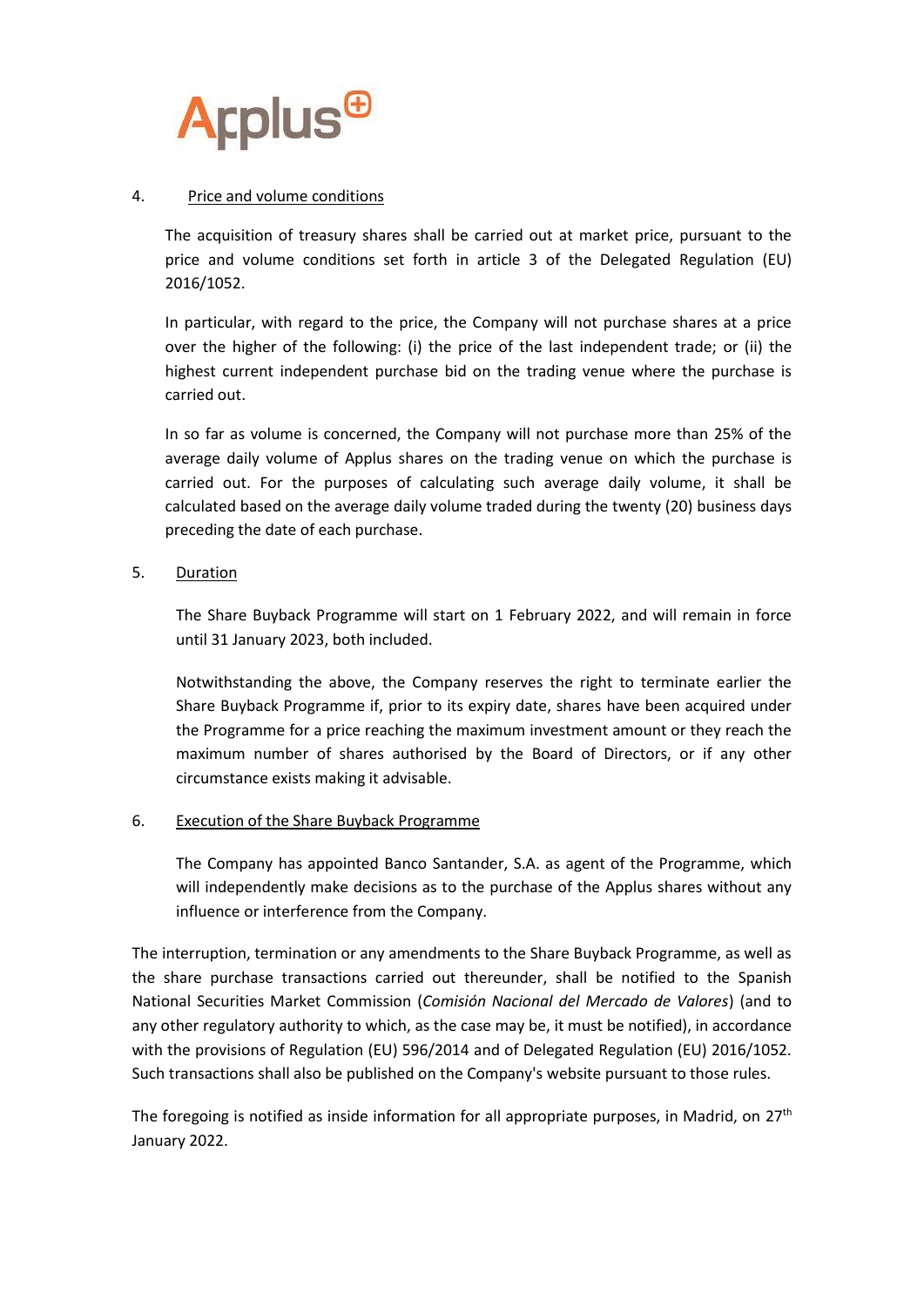4. Price and volume conditions

The acquisition of treasury shares shall be carried out at market price, pursuant to the price and volume conditions set forth in article 3 of the Delegated Regulation (EU) 2016/1052.

In particular, with regard to the price, the Company will not purchase shares at a price over the higher of the following: (i) the price of the last independent trade; or (ii) the highest current independent purchase bid on the trading venue where the purchase is carried out.

In so far as volume is concerned, the Company will not purchase more than 25% of the average daily volume of Applus shares on the trading venue on which the purchase is carried out. For the purposes of calculating such average daily volume, it shall be calculated based on the average daily volume traded during the twenty (20) business days preceding the date of each purchase.

5. Duration

The Share Buyback Programme will start on 1 February 2022, and will remain in force until 31 January 2023, both included.

Notwithstanding the above, the Company reserves the right to terminate earlier the Share Buyback Programme if, prior to its expiry date, shares have been acquired under the Programme for a price reaching the maximum investment amount or they reach the maximum number of shares authorised by the Board of Directors, or if any other circumstance exists making it advisable.

6. Execution of the Share Buyback Programme

The Company has appointed Banco Santander, S.A. as agent of the Programme, which will independently make decisions as to the purchase of the Applus shares without any influence or interference from the Company.

The interruption, termination or any amendments to the Share Buyback Programme, as well as the share purchase transactions carried out thereunder, shall be notified to the Spanish National Securities Market Commission (*Comisión Nacional del Mercado de Valores*) (and to any other regulatory authority to which, as the case may be, it must be notified), in accordance with the provisions of Regulation (EU) 596/2014 and of Delegated Regulation (EU) 2016/1052. Such transactions shall also be published on the Company's website pursuant to those rules.

The foregoing is notified as inside information for all appropriate purposes, in Madrid, on 27th January 2022.